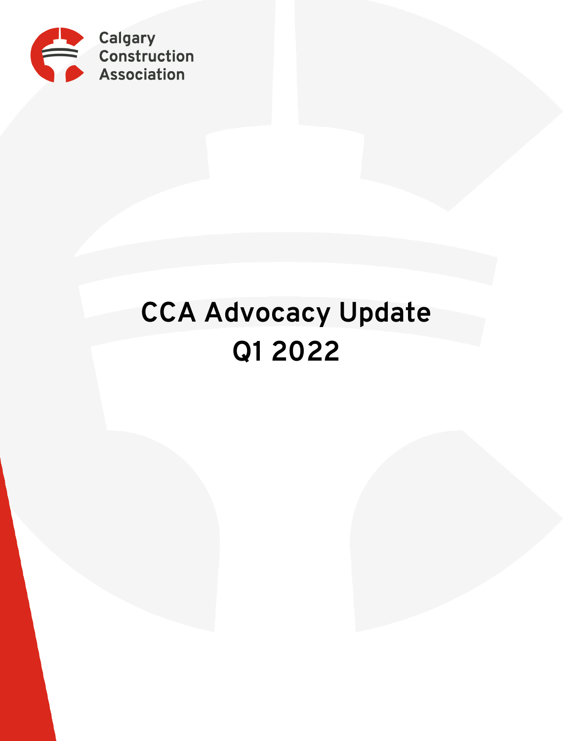Calgary Construction Association

# CCA Advocacy Update
# Q1 2022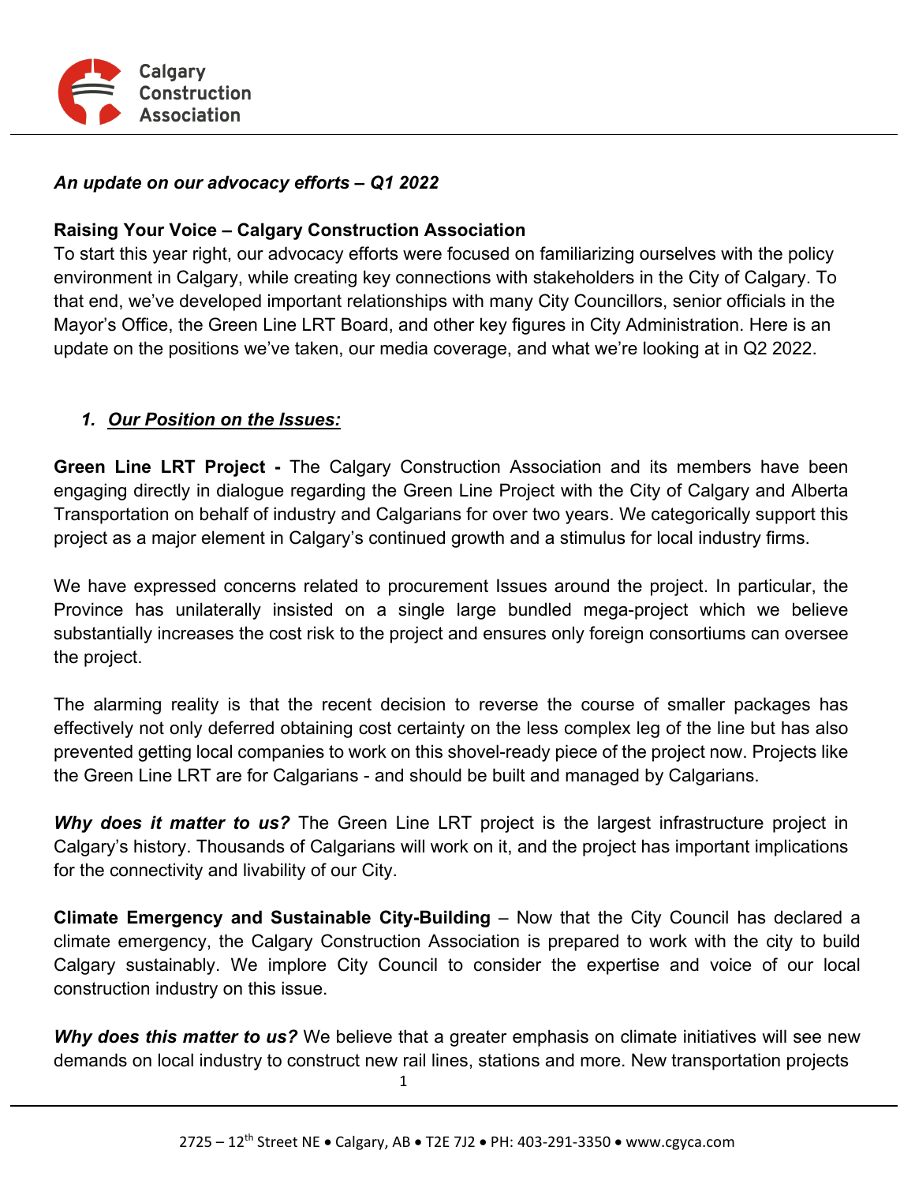*An update on our advocacy efforts – Q1 2022*

**Raising Your Voice – Calgary Construction Association**

To start this year right, our advocacy efforts were focused on familiarizing ourselves with the policy environment in Calgary, while creating key connections with stakeholders in the City of Calgary. To that end, we've developed important relationships with many City Councillors, senior officials in the Mayor's Office, the Green Line LRT Board, and other key figures in City Administration. Here is an update on the positions we've taken, our media coverage, and what we're looking at in Q2 2022.

1. ***Our Position on the Issues:***

**Green Line LRT Project -** The Calgary Construction Association and its members have been engaging directly in dialogue regarding the Green Line Project with the City of Calgary and Alberta Transportation on behalf of industry and Calgarians for over two years. We categorically support this project as a major element in Calgary's continued growth and a stimulus for local industry firms.

We have expressed concerns related to procurement Issues around the project. In particular, the Province has unilaterally insisted on a single large bundled mega-project which we believe substantially increases the cost risk to the project and ensures only foreign consortiums can oversee the project.

The alarming reality is that the recent decision to reverse the course of smaller packages has effectively not only deferred obtaining cost certainty on the less complex leg of the line but has also prevented getting local companies to work on this shovel-ready piece of the project now. Projects like the Green Line LRT are for Calgarians - and should be built and managed by Calgarians.

***Why does it matter to us?*** The Green Line LRT project is the largest infrastructure project in Calgary's history. Thousands of Calgarians will work on it, and the project has important implications for the connectivity and livability of our City.

**Climate Emergency and Sustainable City-Building** – Now that the City Council has declared a climate emergency, the Calgary Construction Association is prepared to work with the city to build Calgary sustainably. We implore City Council to consider the expertise and voice of our local construction industry on this issue.

***Why does this matter to us?*** We believe that a greater emphasis on climate initiatives will see new demands on local industry to construct new rail lines, stations and more. New transportation projects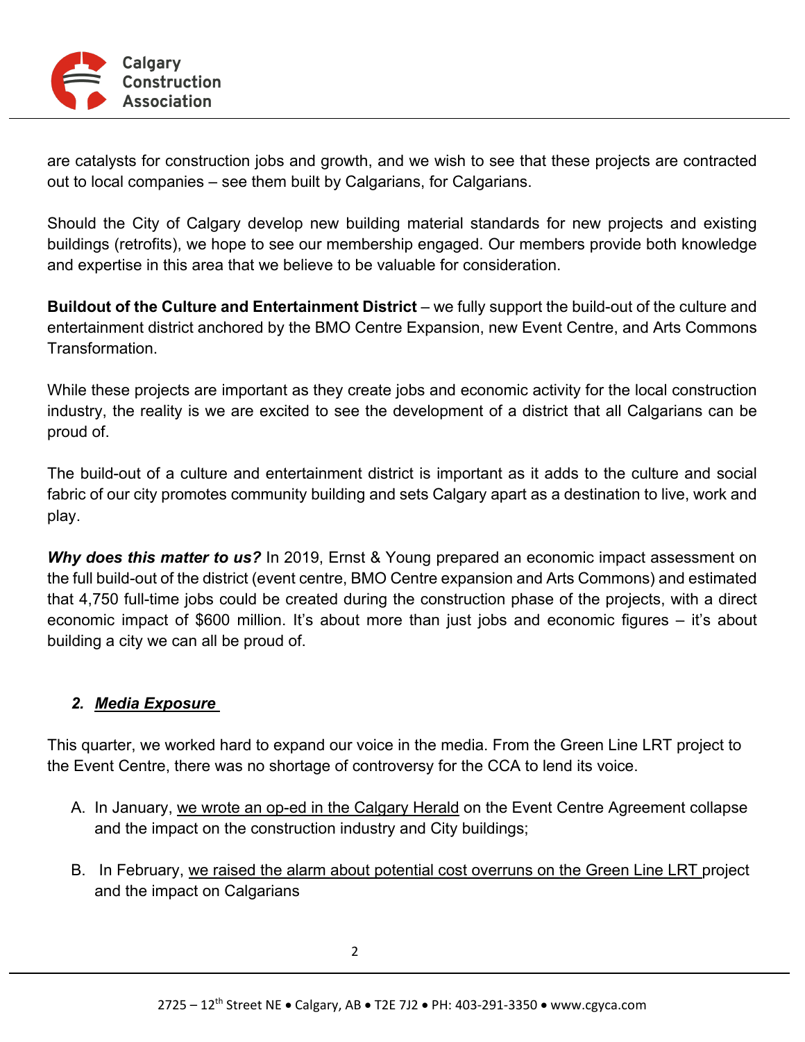are catalysts for construction jobs and growth, and we wish to see that these projects are contracted out to local companies – see them built by Calgarians, for Calgarians.

Should the City of Calgary develop new building material standards for new projects and existing buildings (retrofits), we hope to see our membership engaged. Our members provide both knowledge and expertise in this area that we believe to be valuable for consideration.

**Buildout of the Culture and Entertainment District** – we fully support the build-out of the culture and entertainment district anchored by the BMO Centre Expansion, new Event Centre, and Arts Commons Transformation.

While these projects are important as they create jobs and economic activity for the local construction industry, the reality is we are excited to see the development of a district that all Calgarians can be proud of.

The build-out of a culture and entertainment district is important as it adds to the culture and social fabric of our city promotes community building and sets Calgary apart as a destination to live, work and play.

***Why does this matter to us?*** In 2019, Ernst & Young prepared an economic impact assessment on the full build-out of the district (event centre, BMO Centre expansion and Arts Commons) and estimated that 4,750 full-time jobs could be created during the construction phase of the projects, with a direct economic impact of $600 million. It's about more than just jobs and economic figures – it's about building a city we can all be proud of.

## 2. ***Media Exposure***

This quarter, we worked hard to expand our voice in the media. From the Green Line LRT project to the Event Centre, there was no shortage of controversy for the CCA to lend its voice.

A. In January, we wrote an op-ed in the Calgary Herald on the Event Centre Agreement collapse and the impact on the construction industry and City buildings;

B. In February, we raised the alarm about potential cost overruns on the Green Line LRT project and the impact on Calgarians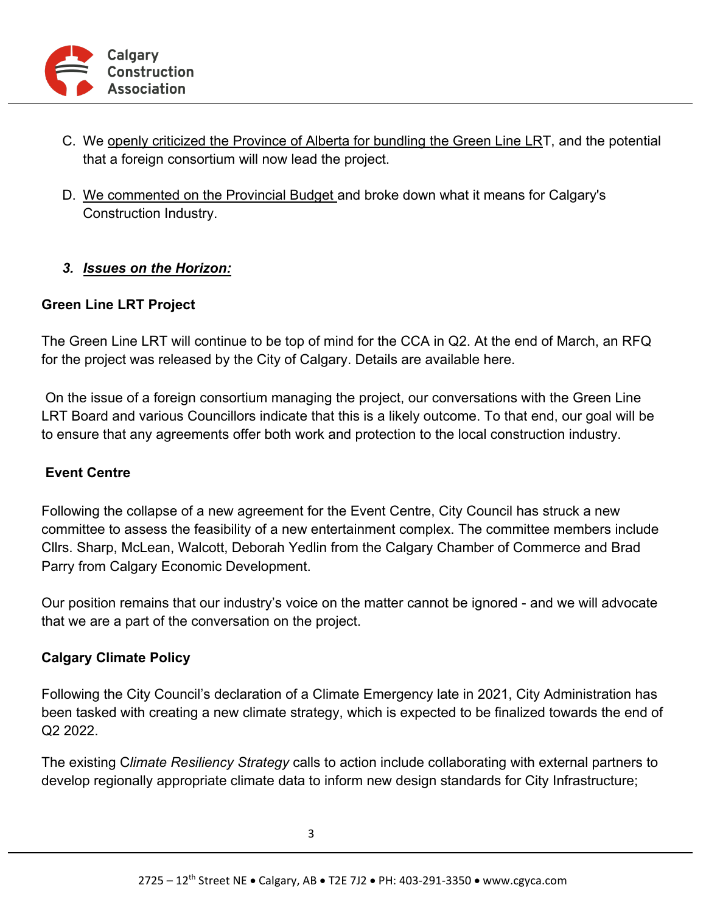C. We openly criticized the Province of Alberta for bundling the Green Line LRT, and the potential that a foreign consortium will now lead the project.

D. We commented on the Provincial Budget and broke down what it means for Calgary's Construction Industry.

### 3. ***Issues on the Horizon:***

**Green Line LRT Project**

The Green Line LRT will continue to be top of mind for the CCA in Q2. At the end of March, an RFQ for the project was released by the City of Calgary. Details are available here.

On the issue of a foreign consortium managing the project, our conversations with the Green Line LRT Board and various Councillors indicate that this is a likely outcome. To that end, our goal will be to ensure that any agreements offer both work and protection to the local construction industry.

**Event Centre**

Following the collapse of a new agreement for the Event Centre, City Council has struck a new committee to assess the feasibility of a new entertainment complex. The committee members include Cllrs. Sharp, McLean, Walcott, Deborah Yedlin from the Calgary Chamber of Commerce and Brad Parry from Calgary Economic Development.

Our position remains that our industry's voice on the matter cannot be ignored - and we will advocate that we are a part of the conversation on the project.

**Calgary Climate Policy**

Following the City Council's declaration of a Climate Emergency late in 2021, City Administration has been tasked with creating a new climate strategy, which is expected to be finalized towards the end of Q2 2022.

The existing C*limate Resiliency Strategy* calls to action include collaborating with external partners to develop regionally appropriate climate data to inform new design standards for City Infrastructure;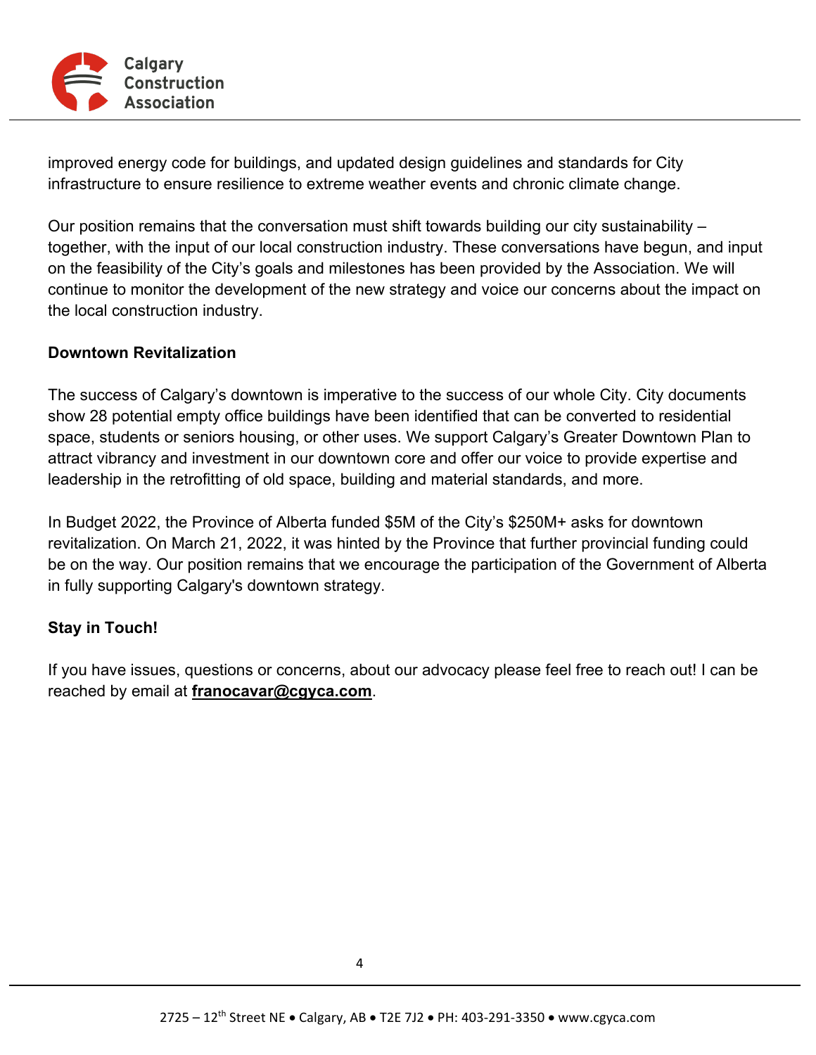improved energy code for buildings, and updated design guidelines and standards for City infrastructure to ensure resilience to extreme weather events and chronic climate change.

Our position remains that the conversation must shift towards building our city sustainability – together, with the input of our local construction industry. These conversations have begun, and input on the feasibility of the City's goals and milestones has been provided by the Association. We will continue to monitor the development of the new strategy and voice our concerns about the impact on the local construction industry.

**Downtown Revitalization**

The success of Calgary's downtown is imperative to the success of our whole City. City documents show 28 potential empty office buildings have been identified that can be converted to residential space, students or seniors housing, or other uses. We support Calgary's Greater Downtown Plan to attract vibrancy and investment in our downtown core and offer our voice to provide expertise and leadership in the retrofitting of old space, building and material standards, and more.

In Budget 2022, the Province of Alberta funded $5M of the City's $250M+ asks for downtown revitalization. On March 21, 2022, it was hinted by the Province that further provincial funding could be on the way. Our position remains that we encourage the participation of the Government of Alberta in fully supporting Calgary's downtown strategy.

**Stay in Touch!**

If you have issues, questions or concerns, about our advocacy please feel free to reach out! I can be reached by email at **franocavar@cgyca.com**.